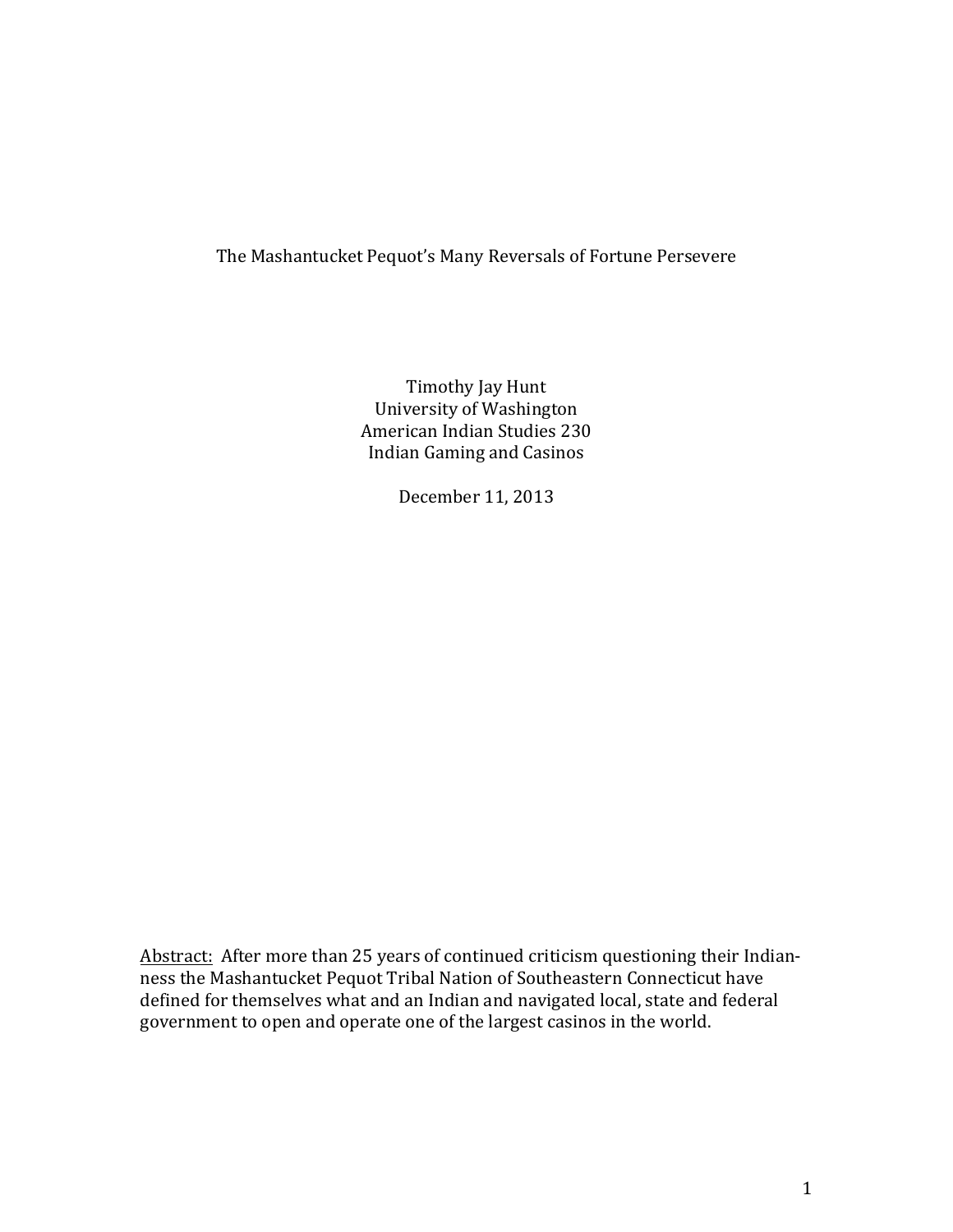# The Mashantucket Pequot's Many Reversals of Fortune Persevere

Timothy Jay Hunt
University of Washington
American Indian Studies 230
Indian Gaming and Casinos

December 11, 2013

<u>Abstract:</u> After more than 25 years of continued criticism questioning their Indian-ness the Mashantucket Pequot Tribal Nation of Southeastern Connecticut have defined for themselves what and an Indian and navigated local, state and federal government to open and operate one of the largest casinos in the world.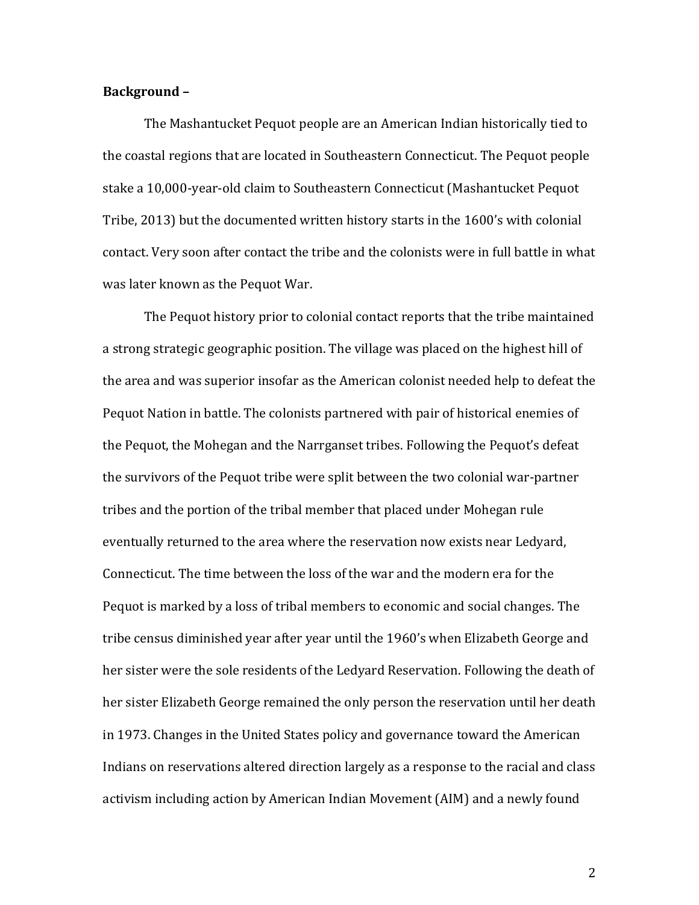**Background –**

The Mashantucket Pequot people are an American Indian historically tied to the coastal regions that are located in Southeastern Connecticut. The Pequot people stake a 10,000-year-old claim to Southeastern Connecticut (Mashantucket Pequot Tribe, 2013) but the documented written history starts in the 1600's with colonial contact. Very soon after contact the tribe and the colonists were in full battle in what was later known as the Pequot War.

The Pequot history prior to colonial contact reports that the tribe maintained a strong strategic geographic position. The village was placed on the highest hill of the area and was superior insofar as the American colonist needed help to defeat the Pequot Nation in battle. The colonists partnered with pair of historical enemies of the Pequot, the Mohegan and the Narrganset tribes. Following the Pequot's defeat the survivors of the Pequot tribe were split between the two colonial war-partner tribes and the portion of the tribal member that placed under Mohegan rule eventually returned to the area where the reservation now exists near Ledyard, Connecticut. The time between the loss of the war and the modern era for the Pequot is marked by a loss of tribal members to economic and social changes. The tribe census diminished year after year until the 1960's when Elizabeth George and her sister were the sole residents of the Ledyard Reservation. Following the death of her sister Elizabeth George remained the only person the reservation until her death in 1973. Changes in the United States policy and governance toward the American Indians on reservations altered direction largely as a response to the racial and class activism including action by American Indian Movement (AIM) and a newly found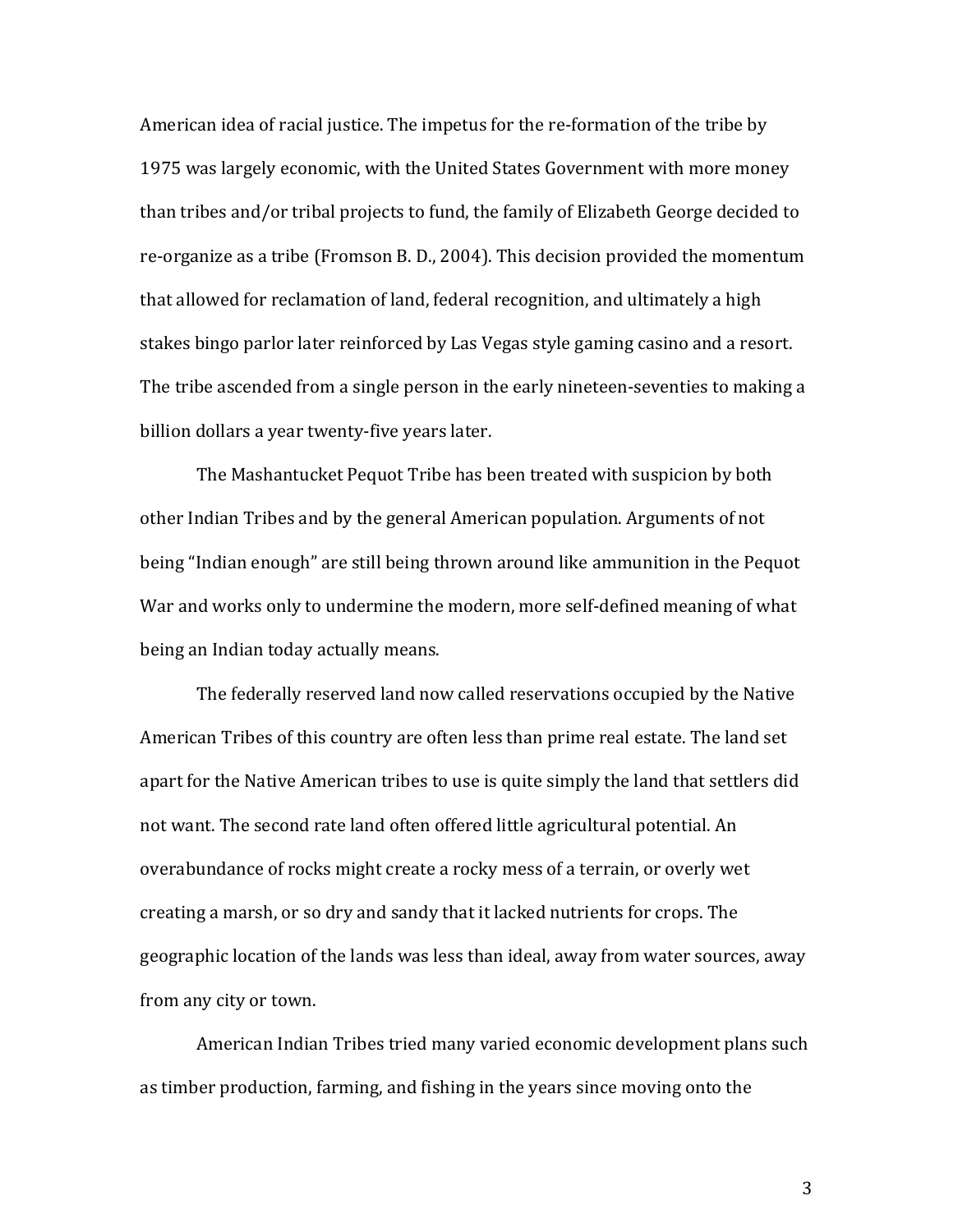American idea of racial justice. The impetus for the re-formation of the tribe by 1975 was largely economic, with the United States Government with more money than tribes and/or tribal projects to fund, the family of Elizabeth George decided to re-organize as a tribe (Fromson B. D., 2004). This decision provided the momentum that allowed for reclamation of land, federal recognition, and ultimately a high stakes bingo parlor later reinforced by Las Vegas style gaming casino and a resort. The tribe ascended from a single person in the early nineteen-seventies to making a billion dollars a year twenty-five years later.

The Mashantucket Pequot Tribe has been treated with suspicion by both other Indian Tribes and by the general American population. Arguments of not being "Indian enough" are still being thrown around like ammunition in the Pequot War and works only to undermine the modern, more self-defined meaning of what being an Indian today actually means.

The federally reserved land now called reservations occupied by the Native American Tribes of this country are often less than prime real estate. The land set apart for the Native American tribes to use is quite simply the land that settlers did not want. The second rate land often offered little agricultural potential. An overabundance of rocks might create a rocky mess of a terrain, or overly wet creating a marsh, or so dry and sandy that it lacked nutrients for crops. The geographic location of the lands was less than ideal, away from water sources, away from any city or town.

American Indian Tribes tried many varied economic development plans such as timber production, farming, and fishing in the years since moving onto the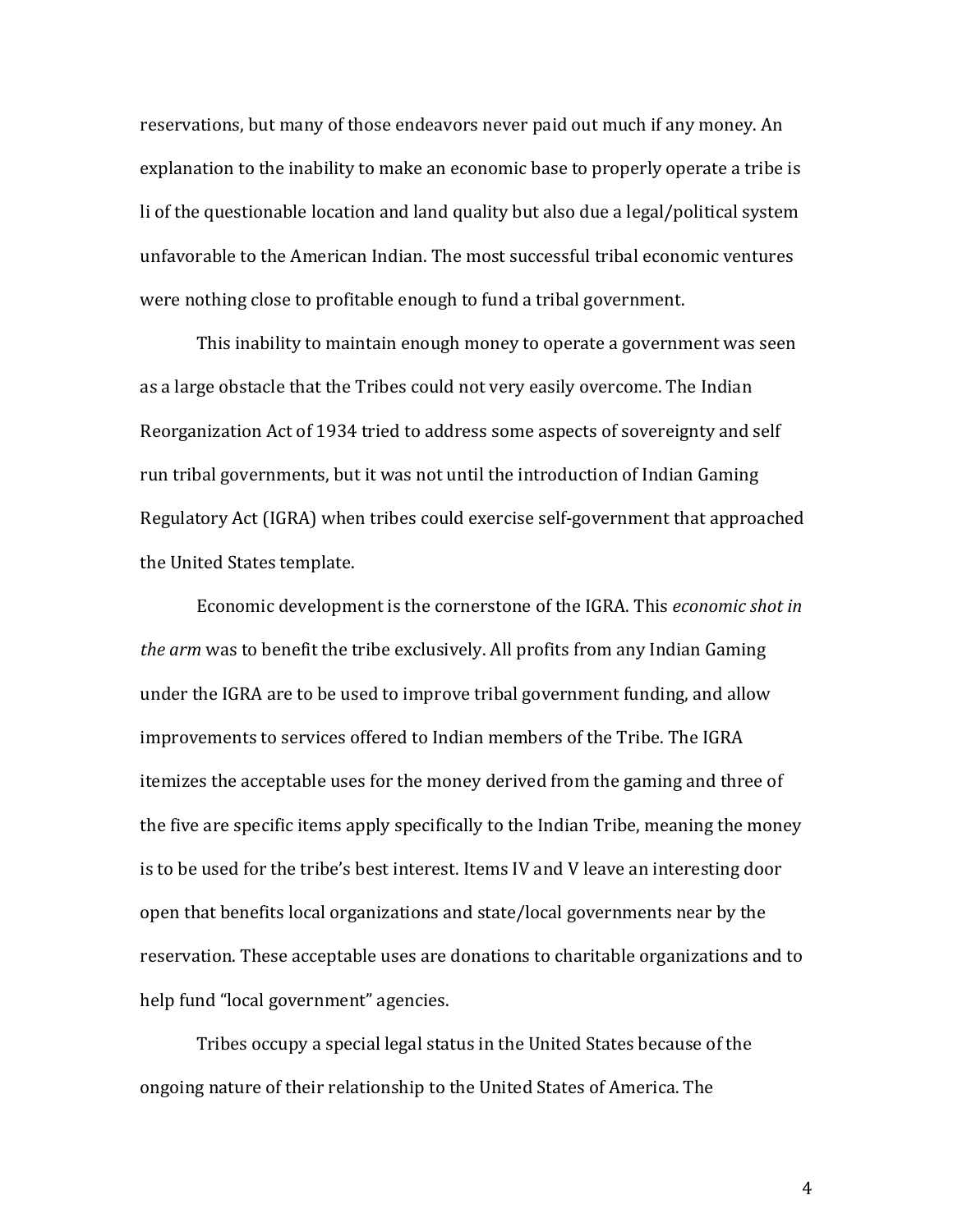reservations, but many of those endeavors never paid out much if any money. An explanation to the inability to make an economic base to properly operate a tribe is li of the questionable location and land quality but also due a legal/political system unfavorable to the American Indian. The most successful tribal economic ventures were nothing close to profitable enough to fund a tribal government.

This inability to maintain enough money to operate a government was seen as a large obstacle that the Tribes could not very easily overcome. The Indian Reorganization Act of 1934 tried to address some aspects of sovereignty and self run tribal governments, but it was not until the introduction of Indian Gaming Regulatory Act (IGRA) when tribes could exercise self-government that approached the United States template.

Economic development is the cornerstone of the IGRA. This *economic shot in the arm* was to benefit the tribe exclusively. All profits from any Indian Gaming under the IGRA are to be used to improve tribal government funding, and allow improvements to services offered to Indian members of the Tribe. The IGRA itemizes the acceptable uses for the money derived from the gaming and three of the five are specific items apply specifically to the Indian Tribe, meaning the money is to be used for the tribe's best interest. Items IV and V leave an interesting door open that benefits local organizations and state/local governments near by the reservation. These acceptable uses are donations to charitable organizations and to help fund "local government" agencies.

Tribes occupy a special legal status in the United States because of the ongoing nature of their relationship to the United States of America. The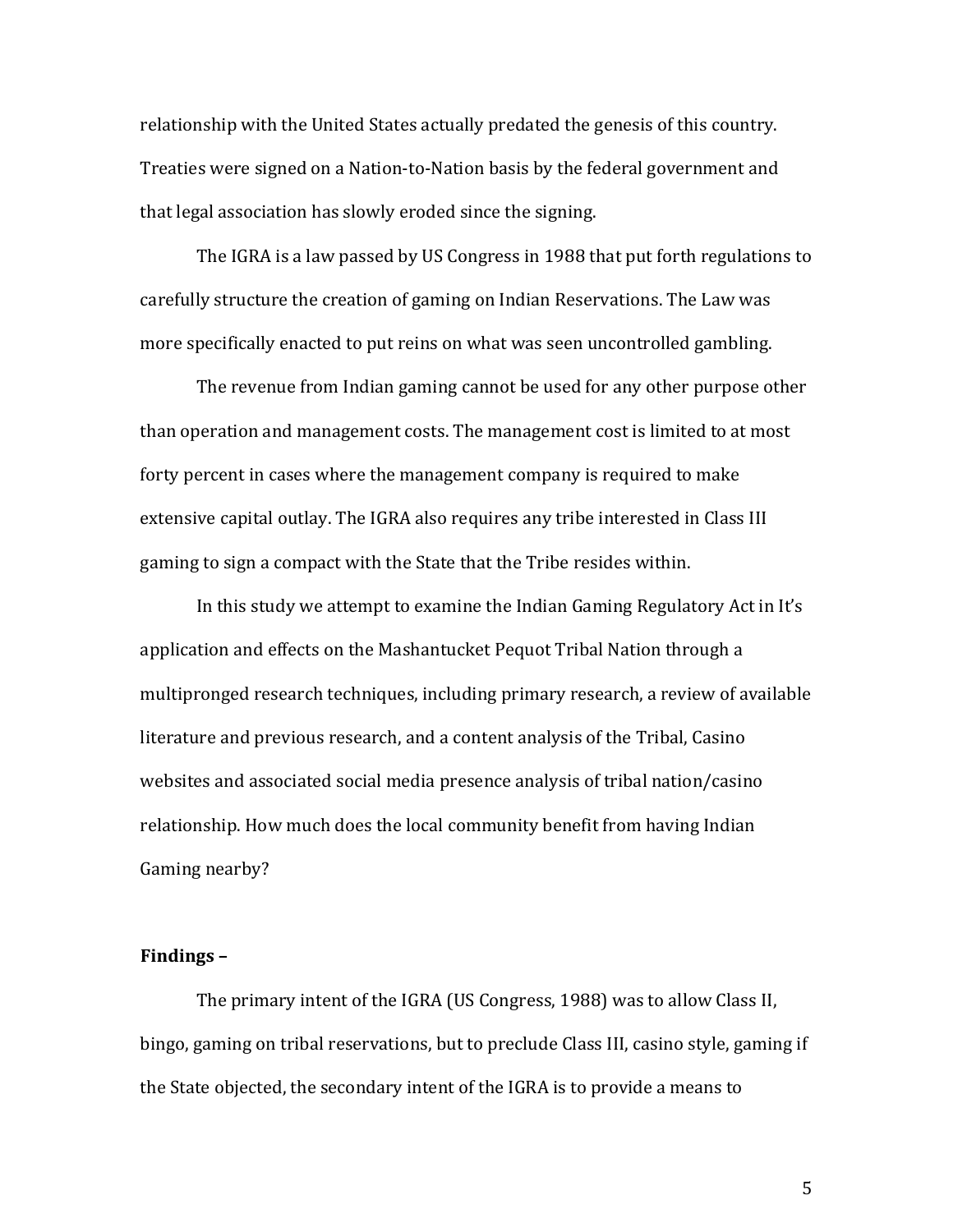relationship with the United States actually predated the genesis of this country. Treaties were signed on a Nation-to-Nation basis by the federal government and that legal association has slowly eroded since the signing.

The IGRA is a law passed by US Congress in 1988 that put forth regulations to carefully structure the creation of gaming on Indian Reservations. The Law was more specifically enacted to put reins on what was seen uncontrolled gambling.

The revenue from Indian gaming cannot be used for any other purpose other than operation and management costs. The management cost is limited to at most forty percent in cases where the management company is required to make extensive capital outlay. The IGRA also requires any tribe interested in Class III gaming to sign a compact with the State that the Tribe resides within.

In this study we attempt to examine the Indian Gaming Regulatory Act in It's application and effects on the Mashantucket Pequot Tribal Nation through a multipronged research techniques, including primary research, a review of available literature and previous research, and a content analysis of the Tribal, Casino websites and associated social media presence analysis of tribal nation/casino relationship. How much does the local community benefit from having Indian Gaming nearby?

**Findings –**

The primary intent of the IGRA (US Congress, 1988) was to allow Class II, bingo, gaming on tribal reservations, but to preclude Class III, casino style, gaming if the State objected, the secondary intent of the IGRA is to provide a means to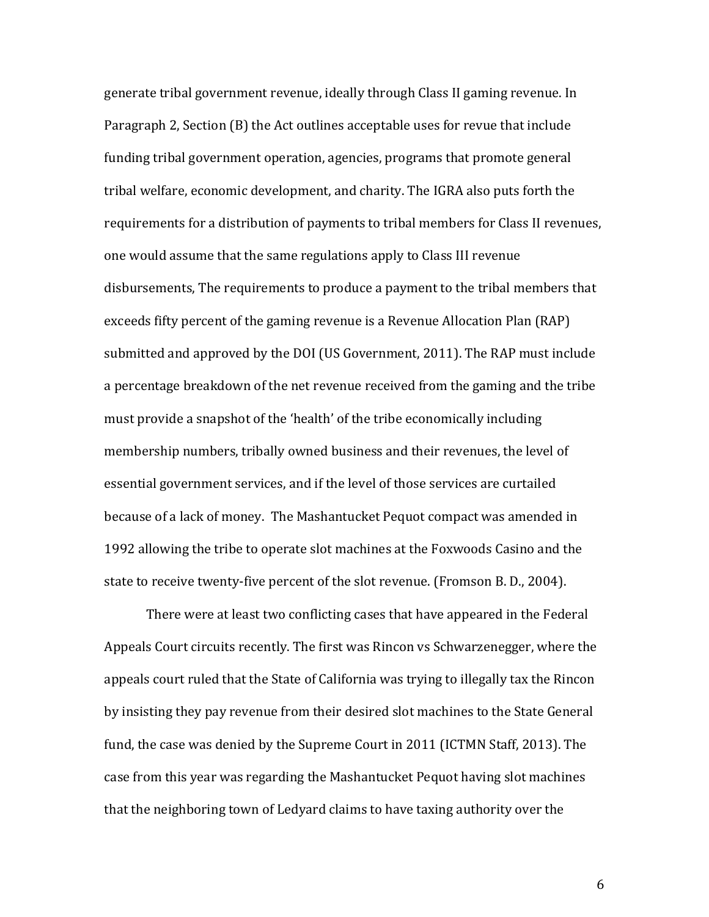generate tribal government revenue, ideally through Class II gaming revenue. In Paragraph 2, Section (B) the Act outlines acceptable uses for revue that include funding tribal government operation, agencies, programs that promote general tribal welfare, economic development, and charity. The IGRA also puts forth the requirements for a distribution of payments to tribal members for Class II revenues, one would assume that the same regulations apply to Class III revenue disbursements, The requirements to produce a payment to the tribal members that exceeds fifty percent of the gaming revenue is a Revenue Allocation Plan (RAP) submitted and approved by the DOI (US Government, 2011). The RAP must include a percentage breakdown of the net revenue received from the gaming and the tribe must provide a snapshot of the 'health' of the tribe economically including membership numbers, tribally owned business and their revenues, the level of essential government services, and if the level of those services are curtailed because of a lack of money. The Mashantucket Pequot compact was amended in 1992 allowing the tribe to operate slot machines at the Foxwoods Casino and the state to receive twenty-five percent of the slot revenue. (Fromson B. D., 2004).

There were at least two conflicting cases that have appeared in the Federal Appeals Court circuits recently. The first was Rincon vs Schwarzenegger, where the appeals court ruled that the State of California was trying to illegally tax the Rincon by insisting they pay revenue from their desired slot machines to the State General fund, the case was denied by the Supreme Court in 2011 (ICTMN Staff, 2013). The case from this year was regarding the Mashantucket Pequot having slot machines that the neighboring town of Ledyard claims to have taxing authority over the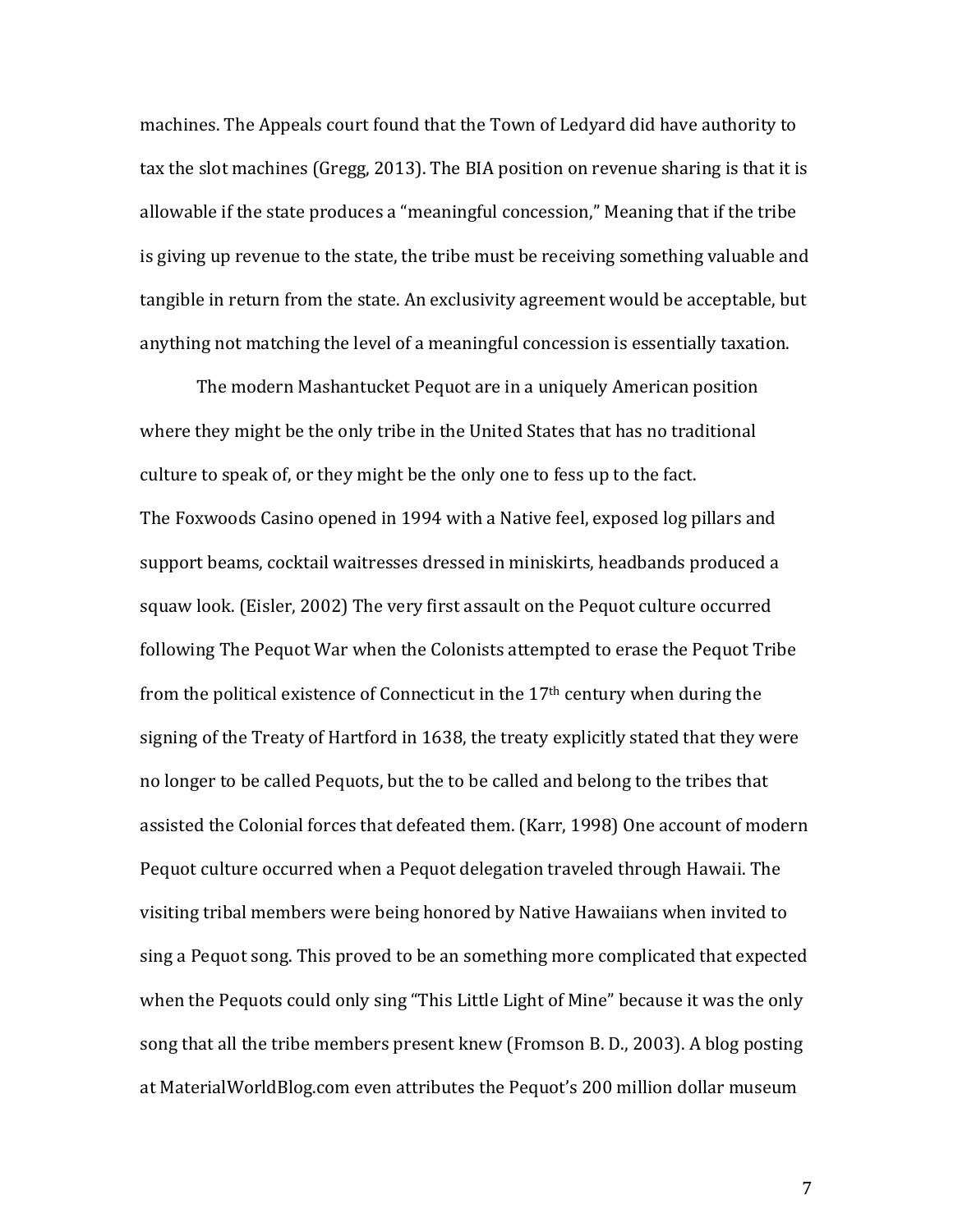machines. The Appeals court found that the Town of Ledyard did have authority to tax the slot machines (Gregg, 2013). The BIA position on revenue sharing is that it is allowable if the state produces a "meaningful concession," Meaning that if the tribe is giving up revenue to the state, the tribe must be receiving something valuable and tangible in return from the state. An exclusivity agreement would be acceptable, but anything not matching the level of a meaningful concession is essentially taxation.

The modern Mashantucket Pequot are in a uniquely American position where they might be the only tribe in the United States that has no traditional culture to speak of, or they might be the only one to fess up to the fact.
The Foxwoods Casino opened in 1994 with a Native feel, exposed log pillars and support beams, cocktail waitresses dressed in miniskirts, headbands produced a squaw look. (Eisler, 2002) The very first assault on the Pequot culture occurred following The Pequot War when the Colonists attempted to erase the Pequot Tribe from the political existence of Connecticut in the 17th century when during the signing of the Treaty of Hartford in 1638, the treaty explicitly stated that they were no longer to be called Pequots, but the to be called and belong to the tribes that assisted the Colonial forces that defeated them. (Karr, 1998) One account of modern Pequot culture occurred when a Pequot delegation traveled through Hawaii. The visiting tribal members were being honored by Native Hawaiians when invited to sing a Pequot song. This proved to be an something more complicated that expected when the Pequots could only sing "This Little Light of Mine" because it was the only song that all the tribe members present knew (Fromson B. D., 2003). A blog posting at MaterialWorldBlog.com even attributes the Pequot's 200 million dollar museum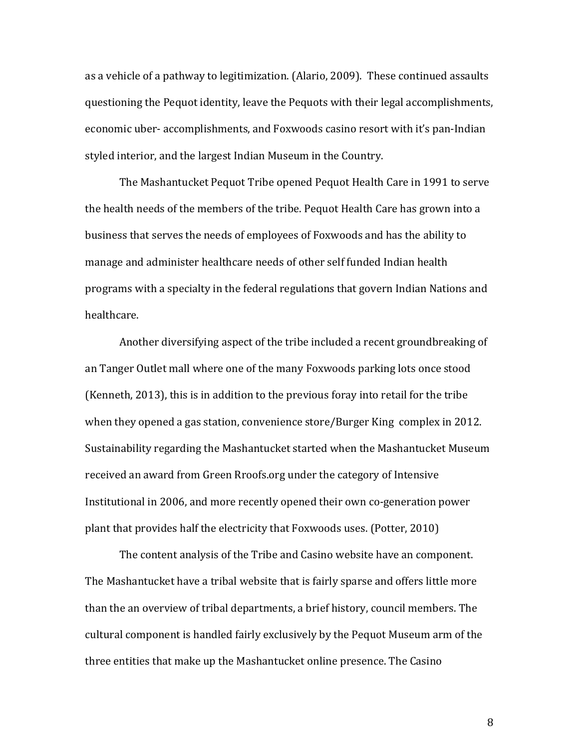as a vehicle of a pathway to legitimization. (Alario, 2009). These continued assaults questioning the Pequot identity, leave the Pequots with their legal accomplishments, economic uber- accomplishments, and Foxwoods casino resort with it's pan-Indian styled interior, and the largest Indian Museum in the Country.

The Mashantucket Pequot Tribe opened Pequot Health Care in 1991 to serve the health needs of the members of the tribe. Pequot Health Care has grown into a business that serves the needs of employees of Foxwoods and has the ability to manage and administer healthcare needs of other self funded Indian health programs with a specialty in the federal regulations that govern Indian Nations and healthcare.

Another diversifying aspect of the tribe included a recent groundbreaking of an Tanger Outlet mall where one of the many Foxwoods parking lots once stood (Kenneth, 2013), this is in addition to the previous foray into retail for the tribe when they opened a gas station, convenience store/Burger King complex in 2012. Sustainability regarding the Mashantucket started when the Mashantucket Museum received an award from Green Rroofs.org under the category of Intensive Institutional in 2006, and more recently opened their own co-generation power plant that provides half the electricity that Foxwoods uses. (Potter, 2010)

The content analysis of the Tribe and Casino website have an component. The Mashantucket have a tribal website that is fairly sparse and offers little more than the an overview of tribal departments, a brief history, council members. The cultural component is handled fairly exclusively by the Pequot Museum arm of the three entities that make up the Mashantucket online presence. The Casino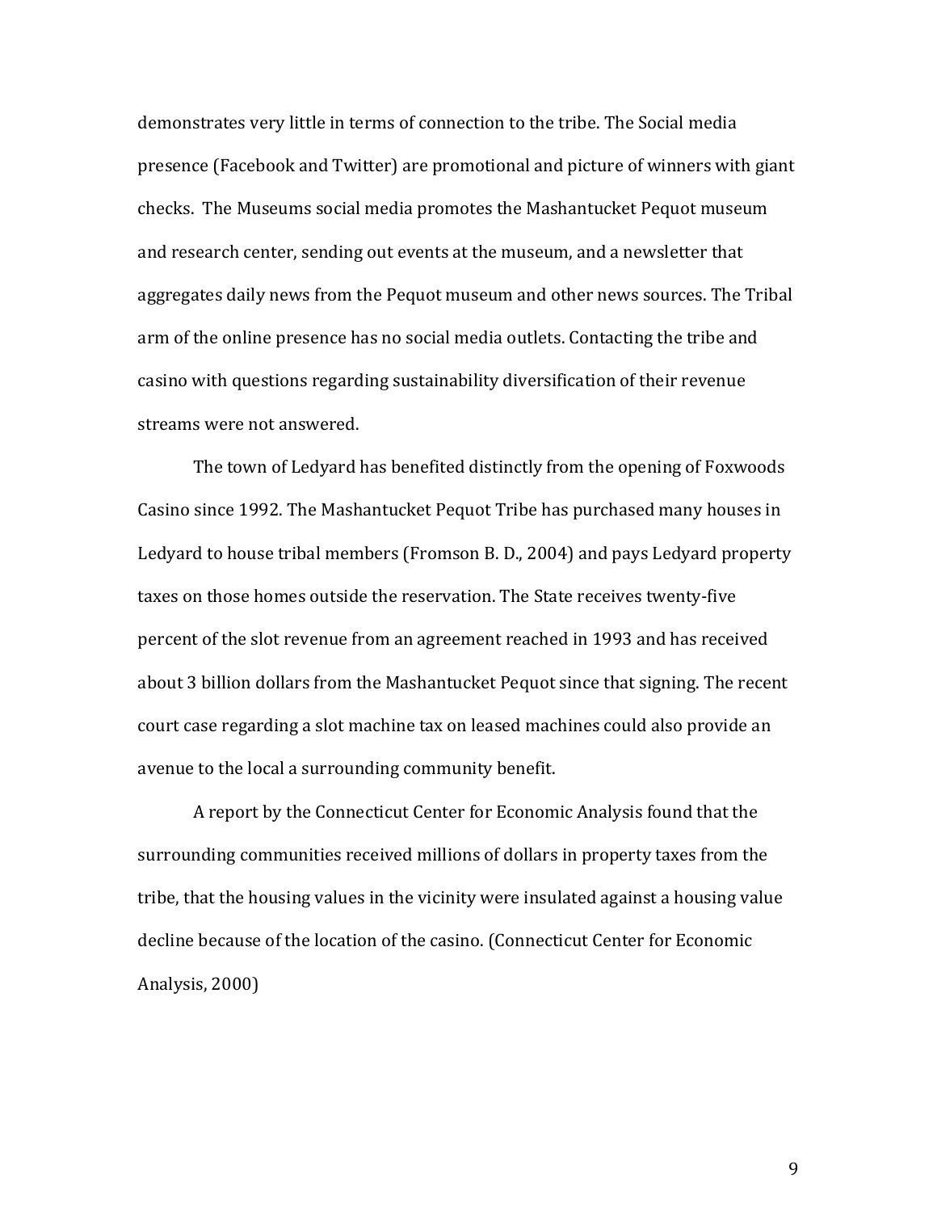demonstrates very little in terms of connection to the tribe. The Social media presence (Facebook and Twitter) are promotional and picture of winners with giant checks.  The Museums social media promotes the Mashantucket Pequot museum and research center, sending out events at the museum, and a newsletter that aggregates daily news from the Pequot museum and other news sources. The Tribal arm of the online presence has no social media outlets. Contacting the tribe and casino with questions regarding sustainability diversification of their revenue streams were not answered.

The town of Ledyard has benefited distinctly from the opening of Foxwoods Casino since 1992. The Mashantucket Pequot Tribe has purchased many houses in Ledyard to house tribal members (Fromson B. D., 2004) and pays Ledyard property taxes on those homes outside the reservation. The State receives twenty-five percent of the slot revenue from an agreement reached in 1993 and has received about 3 billion dollars from the Mashantucket Pequot since that signing. The recent court case regarding a slot machine tax on leased machines could also provide an avenue to the local a surrounding community benefit.

A report by the Connecticut Center for Economic Analysis found that the surrounding communities received millions of dollars in property taxes from the tribe, that the housing values in the vicinity were insulated against a housing value decline because of the location of the casino. (Connecticut Center for Economic Analysis, 2000)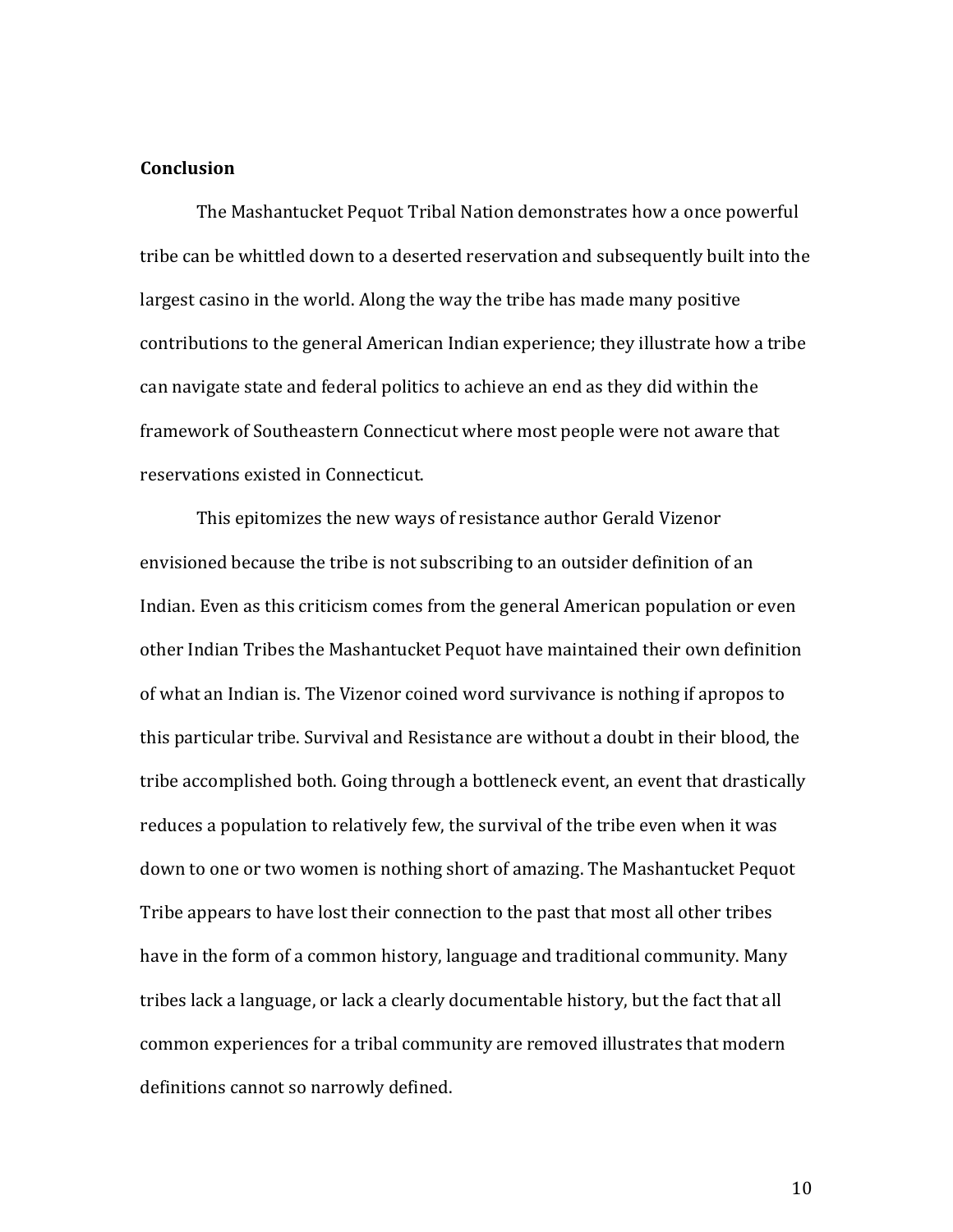**Conclusion**

The Mashantucket Pequot Tribal Nation demonstrates how a once powerful tribe can be whittled down to a deserted reservation and subsequently built into the largest casino in the world. Along the way the tribe has made many positive contributions to the general American Indian experience; they illustrate how a tribe can navigate state and federal politics to achieve an end as they did within the framework of Southeastern Connecticut where most people were not aware that reservations existed in Connecticut.

This epitomizes the new ways of resistance author Gerald Vizenor envisioned because the tribe is not subscribing to an outsider definition of an Indian. Even as this criticism comes from the general American population or even other Indian Tribes the Mashantucket Pequot have maintained their own definition of what an Indian is. The Vizenor coined word survivance is nothing if apropos to this particular tribe. Survival and Resistance are without a doubt in their blood, the tribe accomplished both. Going through a bottleneck event, an event that drastically reduces a population to relatively few, the survival of the tribe even when it was down to one or two women is nothing short of amazing. The Mashantucket Pequot Tribe appears to have lost their connection to the past that most all other tribes have in the form of a common history, language and traditional community. Many tribes lack a language, or lack a clearly documentable history, but the fact that all common experiences for a tribal community are removed illustrates that modern definitions cannot so narrowly defined.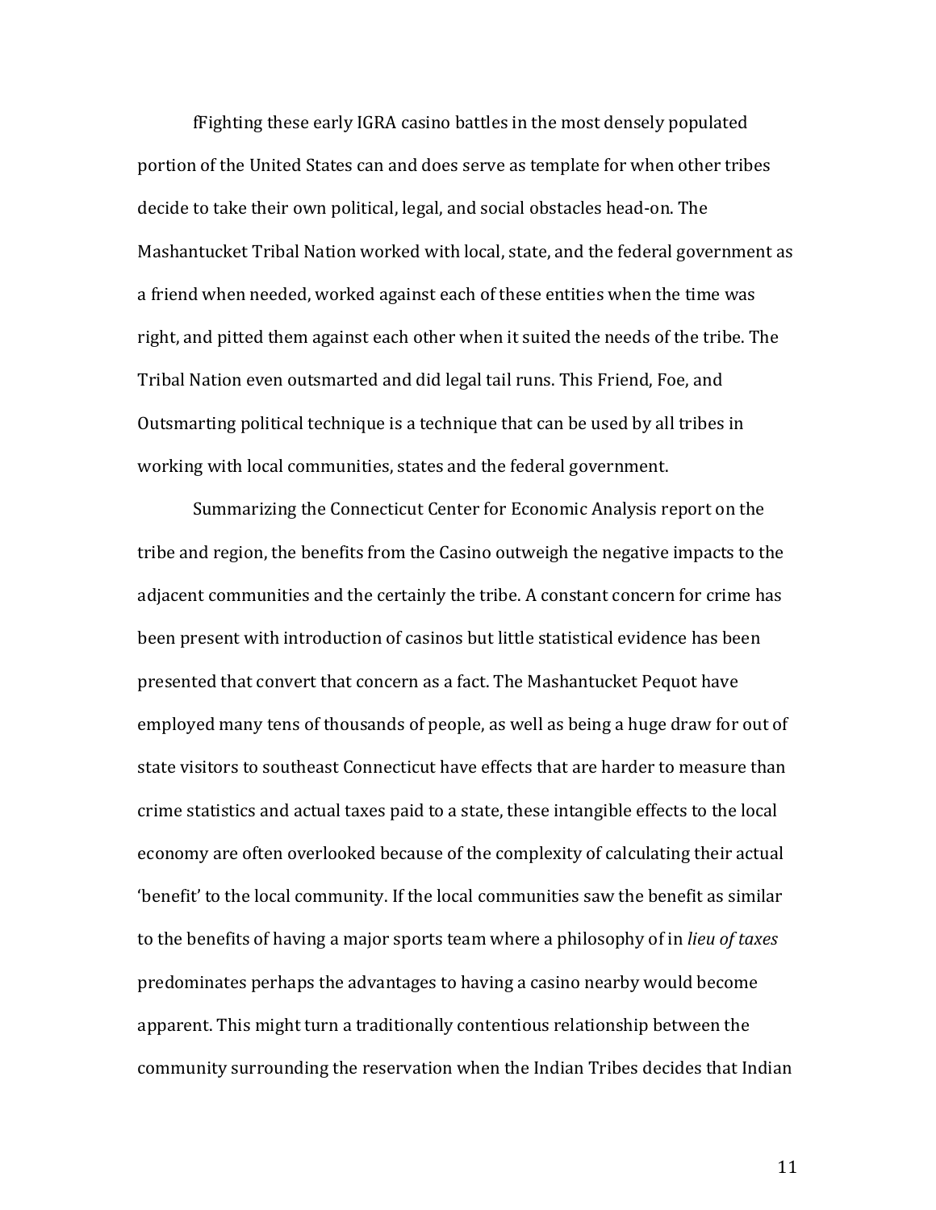fFighting these early IGRA casino battles in the most densely populated portion of the United States can and does serve as template for when other tribes decide to take their own political, legal, and social obstacles head-on. The Mashantucket Tribal Nation worked with local, state, and the federal government as a friend when needed, worked against each of these entities when the time was right, and pitted them against each other when it suited the needs of the tribe. The Tribal Nation even outsmarted and did legal tail runs. This Friend, Foe, and Outsmarting political technique is a technique that can be used by all tribes in working with local communities, states and the federal government.

Summarizing the Connecticut Center for Economic Analysis report on the tribe and region, the benefits from the Casino outweigh the negative impacts to the adjacent communities and the certainly the tribe. A constant concern for crime has been present with introduction of casinos but little statistical evidence has been presented that convert that concern as a fact. The Mashantucket Pequot have employed many tens of thousands of people, as well as being a huge draw for out of state visitors to southeast Connecticut have effects that are harder to measure than crime statistics and actual taxes paid to a state, these intangible effects to the local economy are often overlooked because of the complexity of calculating their actual 'benefit' to the local community. If the local communities saw the benefit as similar to the benefits of having a major sports team where a philosophy of in *lieu of taxes* predominates perhaps the advantages to having a casino nearby would become apparent. This might turn a traditionally contentious relationship between the community surrounding the reservation when the Indian Tribes decides that Indian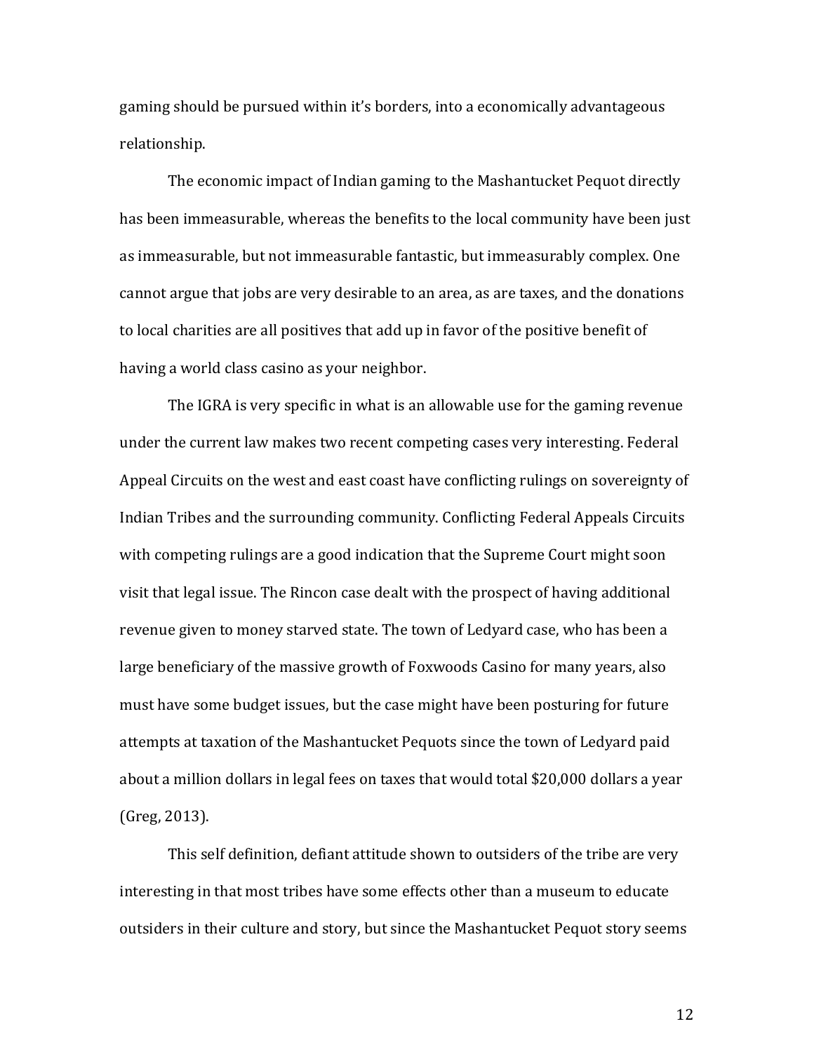gaming should be pursued within it's borders, into a economically advantageous relationship.

The economic impact of Indian gaming to the Mashantucket Pequot directly has been immeasurable, whereas the benefits to the local community have been just as immeasurable, but not immeasurable fantastic, but immeasurably complex. One cannot argue that jobs are very desirable to an area, as are taxes, and the donations to local charities are all positives that add up in favor of the positive benefit of having a world class casino as your neighbor.

The IGRA is very specific in what is an allowable use for the gaming revenue under the current law makes two recent competing cases very interesting. Federal Appeal Circuits on the west and east coast have conflicting rulings on sovereignty of Indian Tribes and the surrounding community. Conflicting Federal Appeals Circuits with competing rulings are a good indication that the Supreme Court might soon visit that legal issue. The Rincon case dealt with the prospect of having additional revenue given to money starved state. The town of Ledyard case, who has been a large beneficiary of the massive growth of Foxwoods Casino for many years, also must have some budget issues, but the case might have been posturing for future attempts at taxation of the Mashantucket Pequots since the town of Ledyard paid about a million dollars in legal fees on taxes that would total $20,000 dollars a year (Greg, 2013).

This self definition, defiant attitude shown to outsiders of the tribe are very interesting in that most tribes have some effects other than a museum to educate outsiders in their culture and story, but since the Mashantucket Pequot story seems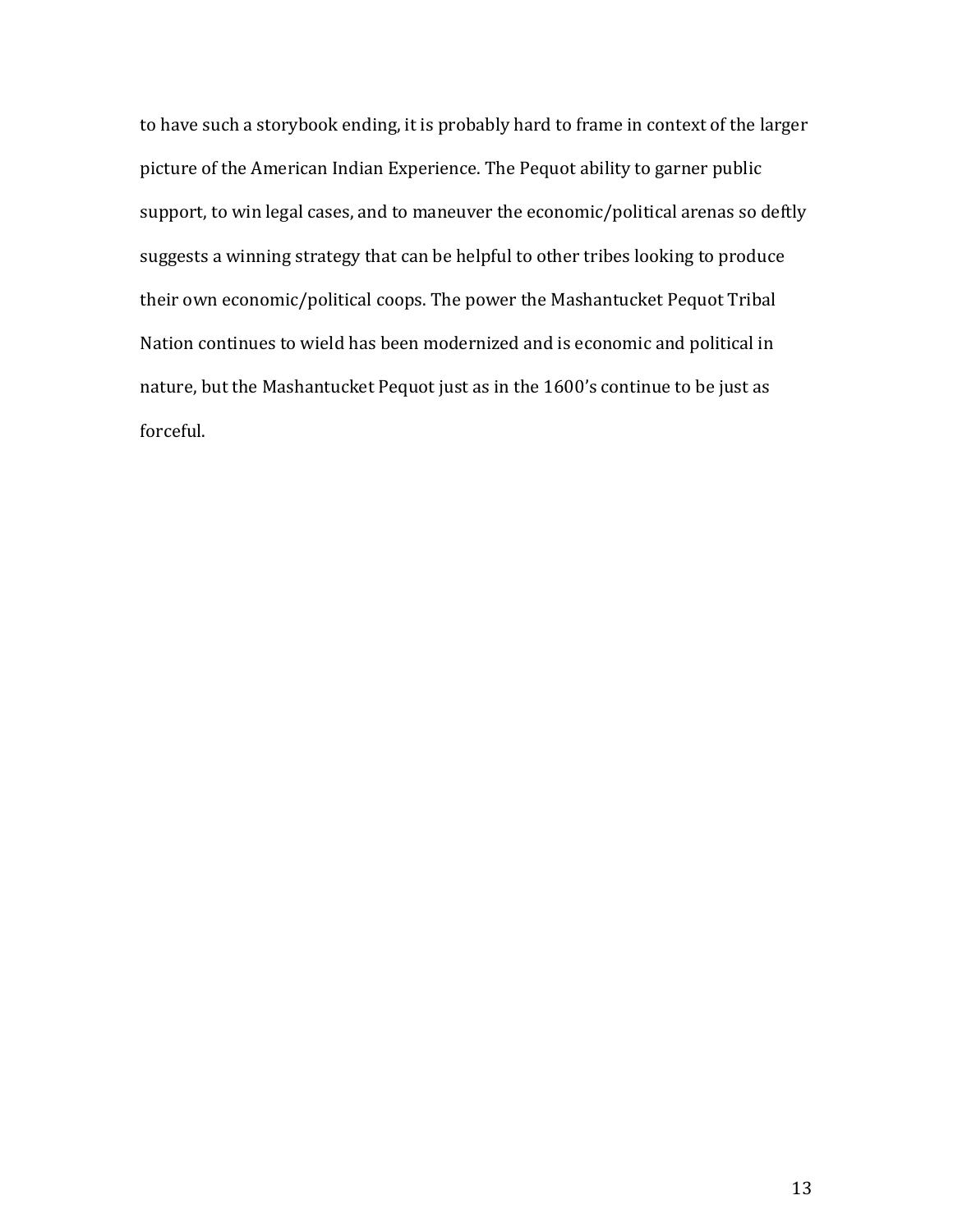to have such a storybook ending, it is probably hard to frame in context of the larger picture of the American Indian Experience. The Pequot ability to garner public support, to win legal cases, and to maneuver the economic/political arenas so deftly suggests a winning strategy that can be helpful to other tribes looking to produce their own economic/political coops. The power the Mashantucket Pequot Tribal Nation continues to wield has been modernized and is economic and political in nature, but the Mashantucket Pequot just as in the 1600's continue to be just as forceful.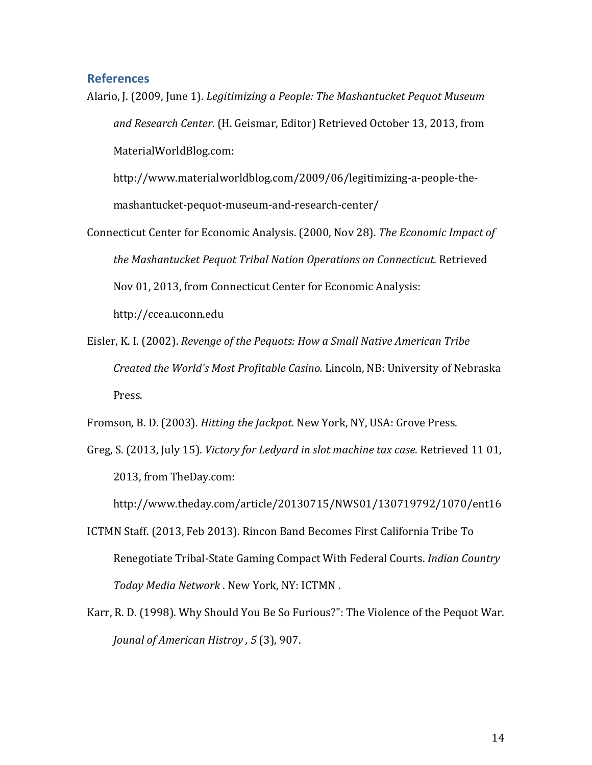## References

Alario, J. (2009, June 1). *Legitimizing a People: The Mashantucket Pequot Museum and Research Center*. (H. Geismar, Editor) Retrieved October 13, 2013, from MaterialWorldBlog.com: http://www.materialworldblog.com/2009/06/legitimizing-a-people-the-mashantucket-pequot-museum-and-research-center/

Connecticut Center for Economic Analysis. (2000, Nov 28). *The Economic Impact of the Mashantucket Pequot Tribal Nation Operations on Connecticut.* Retrieved Nov 01, 2013, from Connecticut Center for Economic Analysis: http://ccea.uconn.edu

Eisler, K. I. (2002). *Revenge of the Pequots: How a Small Native American Tribe Created the World's Most Profitable Casino.* Lincoln, NB: University of Nebraska Press.

Fromson, B. D. (2003). *Hitting the Jackpot.* New York, NY, USA: Grove Press.

Greg, S. (2013, July 15). *Victory for Ledyard in slot machine tax case*. Retrieved 11 01, 2013, from TheDay.com: http://www.theday.com/article/20130715/NWS01/130719792/1070/ent16

ICTMN Staff. (2013, Feb 2013). Rincon Band Becomes First California Tribe To Renegotiate Tribal-State Gaming Compact With Federal Courts. *Indian Country Today Media Network* . New York, NY: ICTMN .

Karr, R. D. (1998). Why Should You Be So Furious?": The Violence of the Pequot War. *Jounal of American Histroy , 5* (3), 907.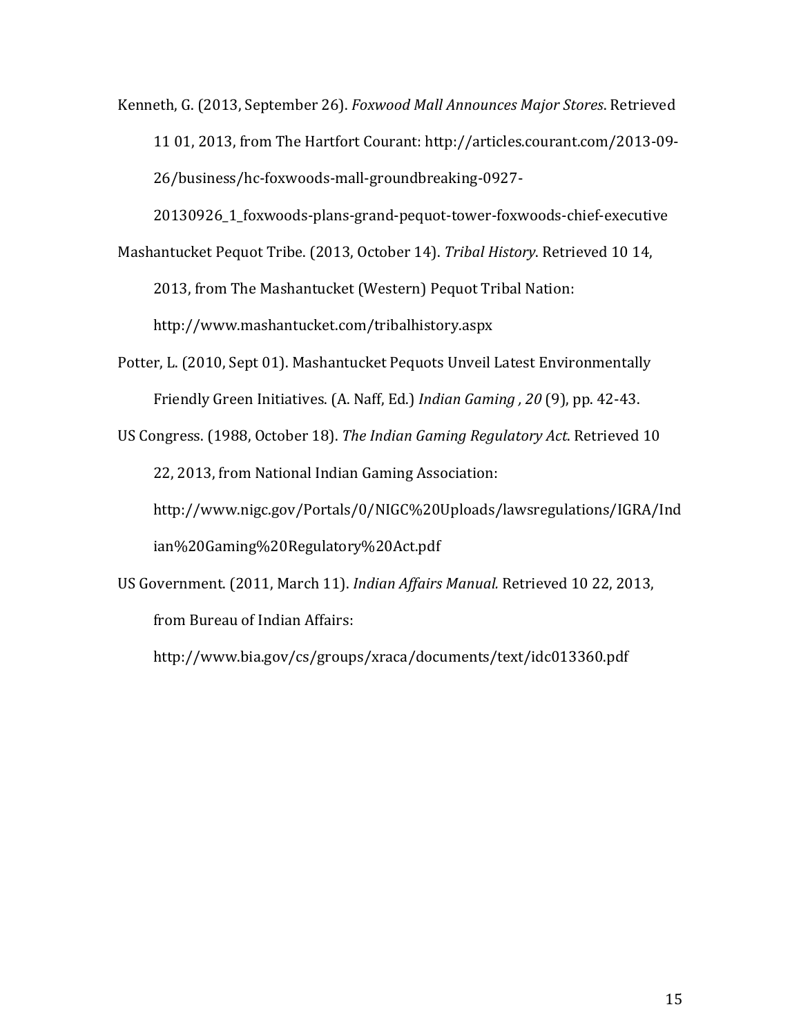Kenneth, G. (2013, September 26). *Foxwood Mall Announces Major Stores*. Retrieved 11 01, 2013, from The Hartfort Courant: http://articles.courant.com/2013-09-26/business/hc-foxwoods-mall-groundbreaking-0927-20130926_1_foxwoods-plans-grand-pequot-tower-foxwoods-chief-executive

Mashantucket Pequot Tribe. (2013, October 14). *Tribal History*. Retrieved 10 14, 2013, from The Mashantucket (Western) Pequot Tribal Nation: http://www.mashantucket.com/tribalhistory.aspx

Potter, L. (2010, Sept 01). Mashantucket Pequots Unveil Latest Environmentally Friendly Green Initiatives. (A. Naff, Ed.) *Indian Gaming , 20* (9), pp. 42-43.

US Congress. (1988, October 18). *The Indian Gaming Regulatory Act*. Retrieved 10 22, 2013, from National Indian Gaming Association: http://www.nigc.gov/Portals/0/NIGC%20Uploads/lawsregulations/IGRA/Indian%20Gaming%20Regulatory%20Act.pdf

US Government. (2011, March 11). *Indian Affairs Manual.* Retrieved 10 22, 2013, from Bureau of Indian Affairs: http://www.bia.gov/cs/groups/xraca/documents/text/idc013360.pdf